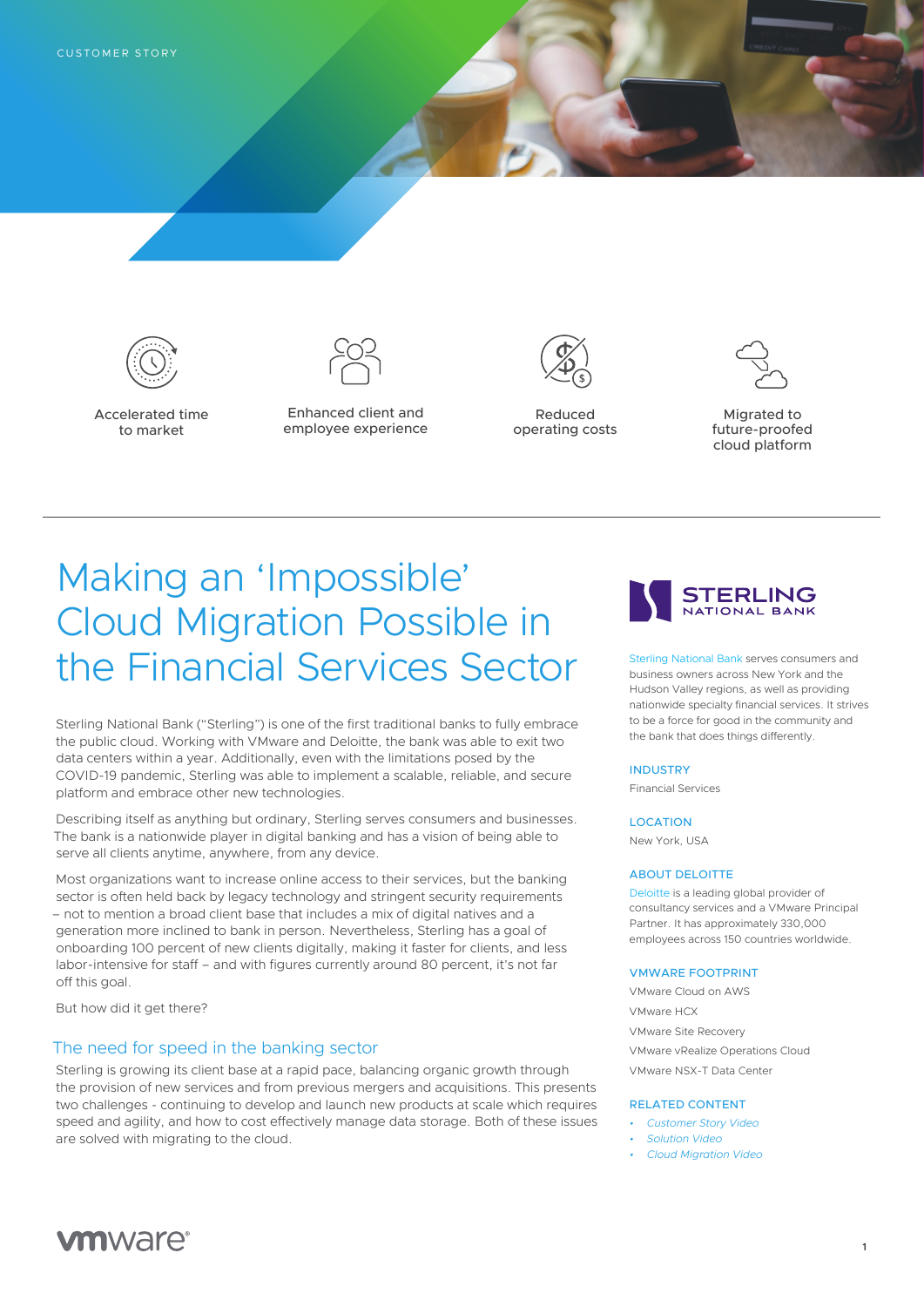CUSTOMER STORY

Accelerated time to market

Enhanced client and employee experience

Reduced operating costs

Migrated to future-proofed cloud platform

# Making an 'Impossible' Cloud Migration Possible in the Financial Services Sector

Sterling National Bank ("Sterling") is one of the first traditional banks to fully embrace the public cloud. Working with VMware and Deloitte, the bank was able to exit two data centers within a year. Additionally, even with the limitations posed by the COVID-19 pandemic, Sterling was able to implement a scalable, reliable, and secure platform and embrace other new technologies.

Describing itself as anything but ordinary, Sterling serves consumers and businesses. The bank is a nationwide player in digital banking and has a vision of being able to serve all clients anytime, anywhere, from any device.

Most organizations want to increase online access to their services, but the banking sector is often held back by legacy technology and stringent security requirements – not to mention a broad client base that includes a mix of digital natives and a generation more inclined to bank in person. Nevertheless, Sterling has a goal of onboarding 100 percent of new clients digitally, making it faster for clients, and less labor-intensive for staff – and with figures currently around 80 percent, it's not far off this goal.

But how did it get there?

## The need for speed in the banking sector

Sterling is growing its client base at a rapid pace, balancing organic growth through the provision of new services and from previous mergers and acquisitions. This presents two challenges - continuing to develop and launch new products at scale which requires speed and agility, and how to cost effectively manage data storage. Both of these issues are solved with migrating to the cloud.

**STERLING NATIONAL BANK**

Sterling National Bank serves consumers and business owners across New York and the Hudson Valley regions, as well as providing nationwide specialty financial services. It strives to be a force for good in the community and the bank that does things differently.

**INDUSTRY**

Financial Services

**LOCATION**

New York, USA

**ABOUT DELOITTE**

Deloitte is a leading global provider of consultancy services and a VMware Principal Partner. It has approximately 330,000 employees across 150 countries worldwide.

**VMWARE FOOTPRINT**

VMware Cloud on AWS

VMware HCX

VMware Site Recovery

VMware vRealize Operations Cloud

VMware NSX-T Data Center

**RELATED CONTENT**

- *Customer Story Video*
- *Solution Video*
- *Cloud Migration Video*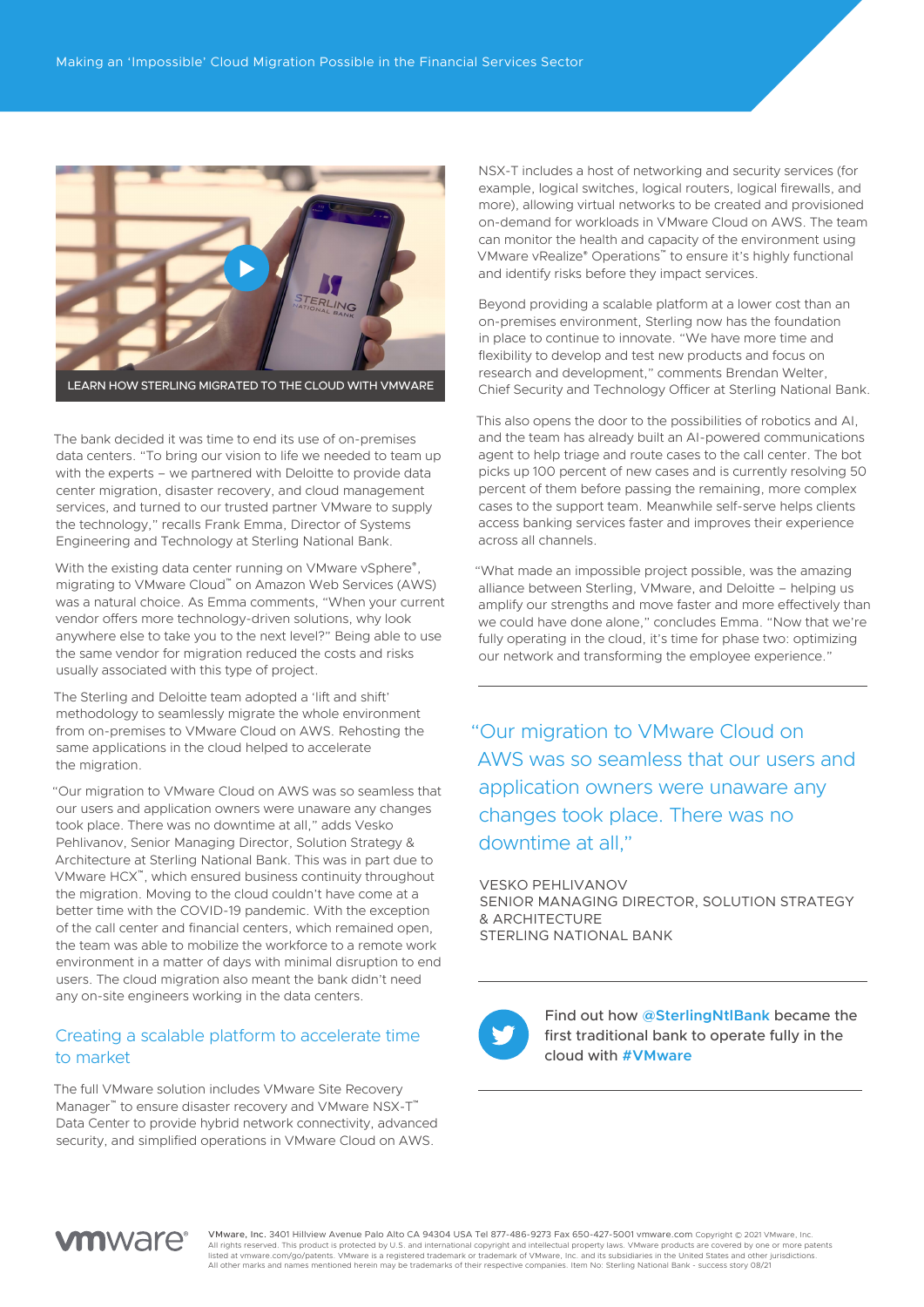LEARN HOW STERLING MIGRATED TO THE CLOUD WITH VMWARE

The bank decided it was time to end its use of on-premises data centers. "To bring our vision to life we needed to team up with the experts – we partnered with Deloitte to provide data center migration, disaster recovery, and cloud management services, and turned to our trusted partner VMware to supply the technology," recalls Frank Emma, Director of Systems Engineering and Technology at Sterling National Bank.

With the existing data center running on VMware vSphere®, migrating to VMware Cloud™ on Amazon Web Services (AWS) was a natural choice. As Emma comments, "When your current vendor offers more technology-driven solutions, why look anywhere else to take you to the next level?" Being able to use the same vendor for migration reduced the costs and risks usually associated with this type of project.

The Sterling and Deloitte team adopted a 'lift and shift' methodology to seamlessly migrate the whole environment from on-premises to VMware Cloud on AWS. Rehosting the same applications in the cloud helped to accelerate the migration.

"Our migration to VMware Cloud on AWS was so seamless that our users and application owners were unaware any changes took place. There was no downtime at all," adds Vesko Pehlivanov, Senior Managing Director, Solution Strategy & Architecture at Sterling National Bank. This was in part due to VMware HCX™, which ensured business continuity throughout the migration. Moving to the cloud couldn't have come at a better time with the COVID-19 pandemic. With the exception of the call center and financial centers, which remained open, the team was able to mobilize the workforce to a remote work environment in a matter of days with minimal disruption to end users. The cloud migration also meant the bank didn't need any on-site engineers working in the data centers.

## Creating a scalable platform to accelerate time to market

The full VMware solution includes VMware Site Recovery Manager™ to ensure disaster recovery and VMware NSX-T™ Data Center to provide hybrid network connectivity, advanced security, and simplified operations in VMware Cloud on AWS.

NSX-T includes a host of networking and security services (for example, logical switches, logical routers, logical firewalls, and more), allowing virtual networks to be created and provisioned on-demand for workloads in VMware Cloud on AWS. The team can monitor the health and capacity of the environment using VMware vRealize® Operations™ to ensure it's highly functional and identify risks before they impact services.

Beyond providing a scalable platform at a lower cost than an on-premises environment, Sterling now has the foundation in place to continue to innovate. "We have more time and flexibility to develop and test new products and focus on research and development," comments Brendan Welter, Chief Security and Technology Officer at Sterling National Bank.

This also opens the door to the possibilities of robotics and AI, and the team has already built an AI-powered communications agent to help triage and route cases to the call center. The bot picks up 100 percent of new cases and is currently resolving 50 percent of them before passing the remaining, more complex cases to the support team. Meanwhile self-serve helps clients access banking services faster and improves their experience across all channels.

"What made an impossible project possible, was the amazing alliance between Sterling, VMware, and Deloitte – helping us amplify our strengths and move faster and more effectively than we could have done alone," concludes Emma. "Now that we're fully operating in the cloud, it's time for phase two: optimizing our network and transforming the employee experience."

> "Our migration to VMware Cloud on AWS was so seamless that our users and application owners were unaware any changes took place. There was no downtime at all,"
>
> VESKO PEHLIVANOV
> SENIOR MANAGING DIRECTOR, SOLUTION STRATEGY & ARCHITECTURE
> STERLING NATIONAL BANK

Find out how @SterlingNtlBank became the first traditional bank to operate fully in the cloud with #VMware

VMware, Inc. 3401 Hillview Avenue Palo Alto CA 94304 USA Tel 877-486-9273 Fax 650-427-5001 vmware.com Copyright © 2021 VMware, Inc. All rights reserved. This product is protected by U.S. and international copyright and intellectual property laws. VMware products are covered by one or more patents listed at vmware.com/go/patents. VMware is a registered trademark or trademark of VMware, Inc. and its subsidiaries in the United States and other jurisdictions. All other marks and names mentioned herein may be trademarks of their respective companies. Item No: Sterling National Bank - success story 08/21